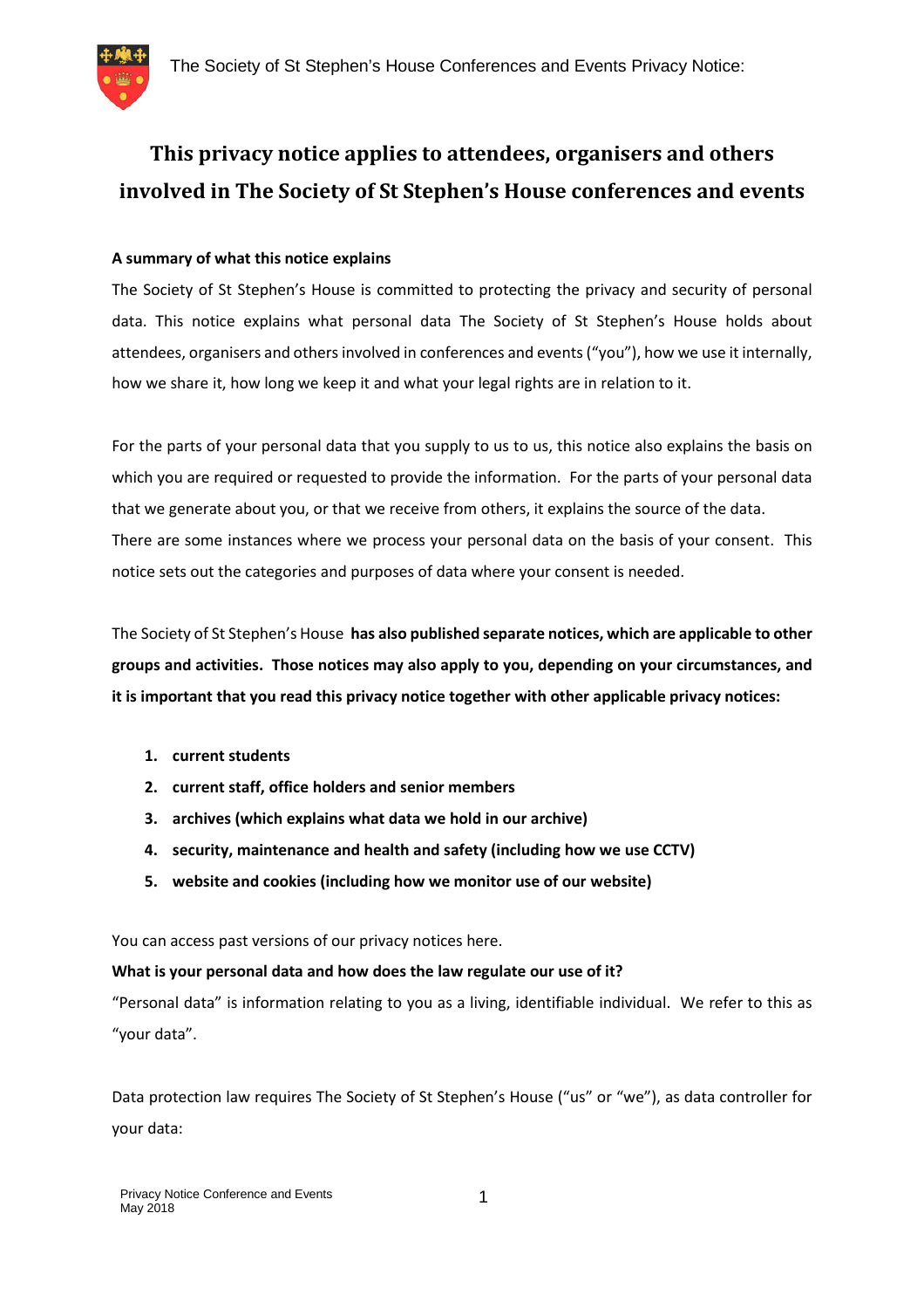# This privacy notice applies to attendees, organisers and others involved in The Society of St Stephen's House conferences and events

**A summary of what this notice explains**

The Society of St Stephen's House is committed to protecting the privacy and security of personal data. This notice explains what personal data The Society of St Stephen's House holds about attendees, organisers and others involved in conferences and events ("you"), how we use it internally, how we share it, how long we keep it and what your legal rights are in relation to it.

For the parts of your personal data that you supply to us to us, this notice also explains the basis on which you are required or requested to provide the information. For the parts of your personal data that we generate about you, or that we receive from others, it explains the source of the data. There are some instances where we process your personal data on the basis of your consent. This notice sets out the categories and purposes of data where your consent is needed.

The Society of St Stephen's House **has also published separate notices, which are applicable to other groups and activities. Those notices may also apply to you, depending on your circumstances, and it is important that you read this privacy notice together with other applicable privacy notices:**

1. **current students**
2. **current staff, office holders and senior members**
3. **archives (which explains what data we hold in our archive)**
4. **security, maintenance and health and safety (including how we use CCTV)**
5. **website and cookies (including how we monitor use of our website)**

You can access past versions of our privacy notices here.

**What is your personal data and how does the law regulate our use of it?**

"Personal data" is information relating to you as a living, identifiable individual. We refer to this as "your data".

Data protection law requires The Society of St Stephen's House ("us" or "we"), as data controller for your data: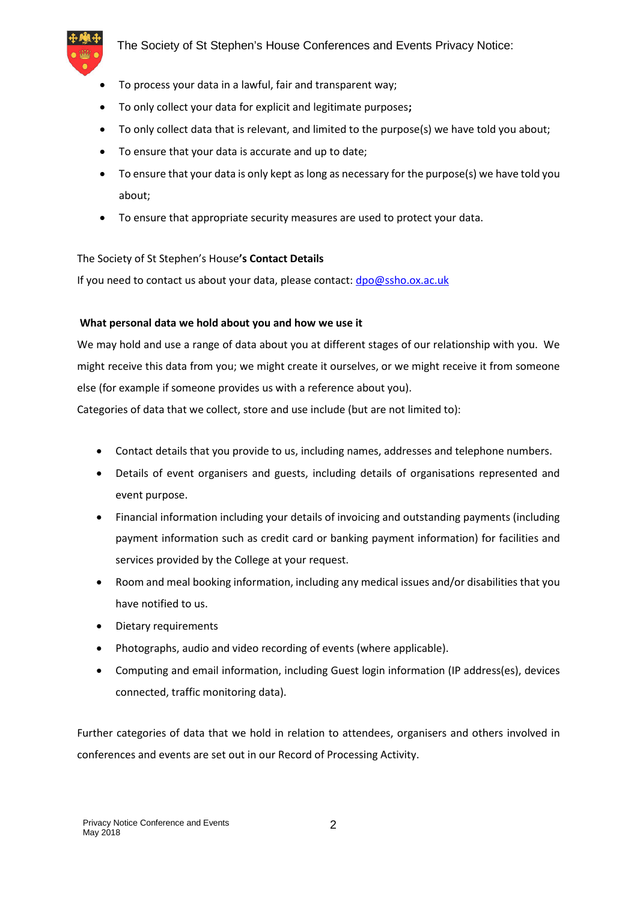- To process your data in a lawful, fair and transparent way;
- To only collect your data for explicit and legitimate purposes**;**
- To only collect data that is relevant, and limited to the purpose(s) we have told you about;
- To ensure that your data is accurate and up to date;
- To ensure that your data is only kept as long as necessary for the purpose(s) we have told you about;
- To ensure that appropriate security measures are used to protect your data.

The Society of St Stephen's House**'s Contact Details**

If you need to contact us about your data, please contact: [dpo@ssho.ox.ac.uk](mailto:dpo@ssho.ox.ac.uk)

**What personal data we hold about you and how we use it**

We may hold and use a range of data about you at different stages of our relationship with you. We might receive this data from you; we might create it ourselves, or we might receive it from someone else (for example if someone provides us with a reference about you).

Categories of data that we collect, store and use include (but are not limited to):

- Contact details that you provide to us, including names, addresses and telephone numbers.
- Details of event organisers and guests, including details of organisations represented and event purpose.
- Financial information including your details of invoicing and outstanding payments (including payment information such as credit card or banking payment information) for facilities and services provided by the College at your request.
- Room and meal booking information, including any medical issues and/or disabilities that you have notified to us.
- Dietary requirements
- Photographs, audio and video recording of events (where applicable).
- Computing and email information, including Guest login information (IP address(es), devices connected, traffic monitoring data).

Further categories of data that we hold in relation to attendees, organisers and others involved in conferences and events are set out in our Record of Processing Activity.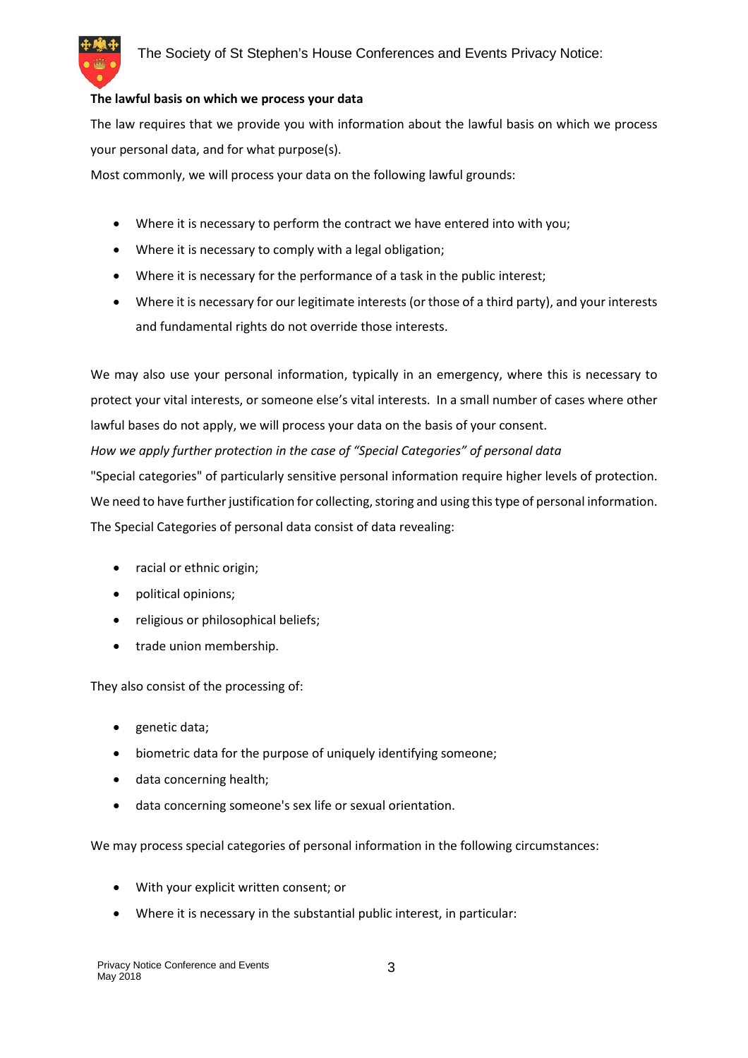**The lawful basis on which we process your data**

The law requires that we provide you with information about the lawful basis on which we process your personal data, and for what purpose(s).

Most commonly, we will process your data on the following lawful grounds:

- Where it is necessary to perform the contract we have entered into with you;
- Where it is necessary to comply with a legal obligation;
- Where it is necessary for the performance of a task in the public interest;
- Where it is necessary for our legitimate interests (or those of a third party), and your interests and fundamental rights do not override those interests.

We may also use your personal information, typically in an emergency, where this is necessary to protect your vital interests, or someone else's vital interests. In a small number of cases where other lawful bases do not apply, we will process your data on the basis of your consent.

*How we apply further protection in the case of "Special Categories" of personal data*

"Special categories" of particularly sensitive personal information require higher levels of protection. We need to have further justification for collecting, storing and using this type of personal information. The Special Categories of personal data consist of data revealing:

- racial or ethnic origin;
- political opinions;
- religious or philosophical beliefs;
- trade union membership.

They also consist of the processing of:

- genetic data;
- biometric data for the purpose of uniquely identifying someone;
- data concerning health;
- data concerning someone's sex life or sexual orientation.

We may process special categories of personal information in the following circumstances:

- With your explicit written consent; or
- Where it is necessary in the substantial public interest, in particular: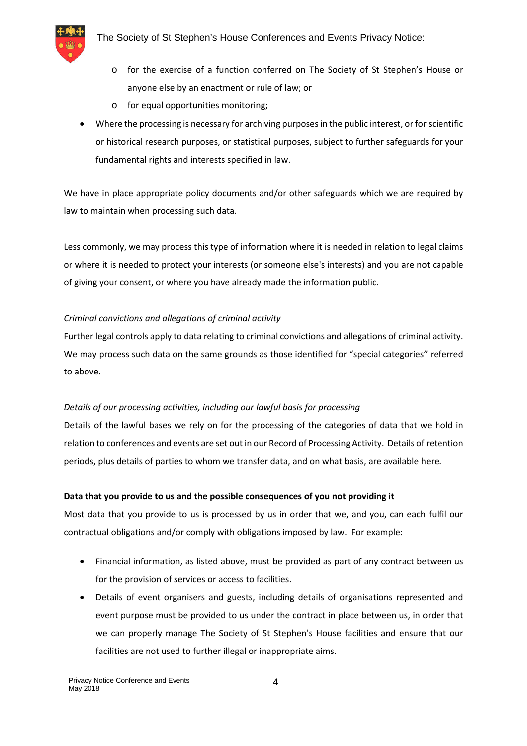- for the exercise of a function conferred on The Society of St Stephen's House or anyone else by an enactment or rule of law; or
  - for equal opportunities monitoring;
- Where the processing is necessary for archiving purposes in the public interest, or for scientific or historical research purposes, or statistical purposes, subject to further safeguards for your fundamental rights and interests specified in law.

We have in place appropriate policy documents and/or other safeguards which we are required by law to maintain when processing such data.

Less commonly, we may process this type of information where it is needed in relation to legal claims or where it is needed to protect your interests (or someone else's interests) and you are not capable of giving your consent, or where you have already made the information public.

*Criminal convictions and allegations of criminal activity*

Further legal controls apply to data relating to criminal convictions and allegations of criminal activity. We may process such data on the same grounds as those identified for "special categories" referred to above.

*Details of our processing activities, including our lawful basis for processing*

Details of the lawful bases we rely on for the processing of the categories of data that we hold in relation to conferences and events are set out in our Record of Processing Activity. Details of retention periods, plus details of parties to whom we transfer data, and on what basis, are available here.

**Data that you provide to us and the possible consequences of you not providing it**

Most data that you provide to us is processed by us in order that we, and you, can each fulfil our contractual obligations and/or comply with obligations imposed by law. For example:

- Financial information, as listed above, must be provided as part of any contract between us for the provision of services or access to facilities.
- Details of event organisers and guests, including details of organisations represented and event purpose must be provided to us under the contract in place between us, in order that we can properly manage The Society of St Stephen's House facilities and ensure that our facilities are not used to further illegal or inappropriate aims.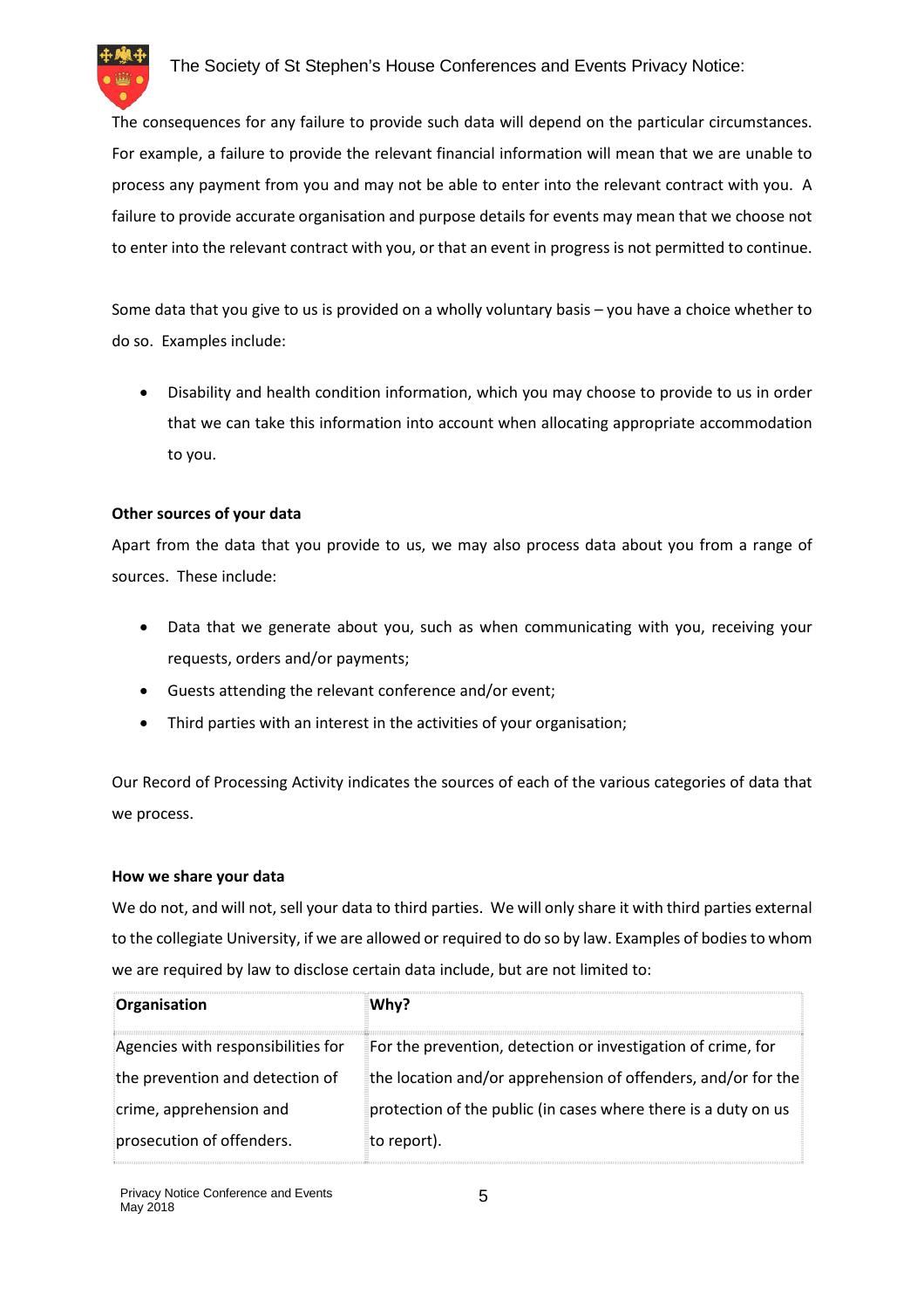The consequences for any failure to provide such data will depend on the particular circumstances. For example, a failure to provide the relevant financial information will mean that we are unable to process any payment from you and may not be able to enter into the relevant contract with you. A failure to provide accurate organisation and purpose details for events may mean that we choose not to enter into the relevant contract with you, or that an event in progress is not permitted to continue.

Some data that you give to us is provided on a wholly voluntary basis – you have a choice whether to do so. Examples include:

- Disability and health condition information, which you may choose to provide to us in order that we can take this information into account when allocating appropriate accommodation to you.

**Other sources of your data**

Apart from the data that you provide to us, we may also process data about you from a range of sources. These include:

- Data that we generate about you, such as when communicating with you, receiving your requests, orders and/or payments;
- Guests attending the relevant conference and/or event;
- Third parties with an interest in the activities of your organisation;

Our Record of Processing Activity indicates the sources of each of the various categories of data that we process.

**How we share your data**

We do not, and will not, sell your data to third parties. We will only share it with third parties external to the collegiate University, if we are allowed or required to do so by law. Examples of bodies to whom we are required by law to disclose certain data include, but are not limited to:

| Organisation | Why? |
|---|---|
| Agencies with responsibilities for the prevention and detection of crime, apprehension and prosecution of offenders. | For the prevention, detection or investigation of crime, for the location and/or apprehension of offenders, and/or for the protection of the public (in cases where there is a duty on us to report). |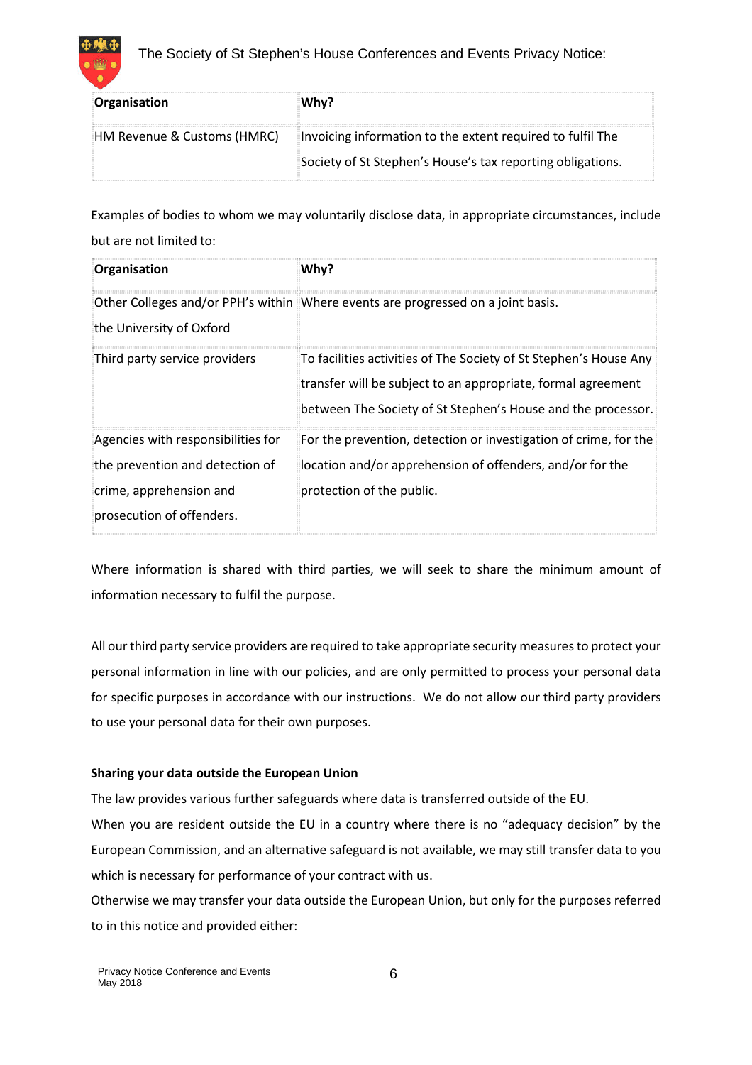| Organisation | Why? |
| --- | --- |
| HM Revenue & Customs (HMRC) | Invoicing information to the extent required to fulfil The Society of St Stephen's House's tax reporting obligations. |

Examples of bodies to whom we may voluntarily disclose data, in appropriate circumstances, include but are not limited to:

| Organisation | Why? |
| --- | --- |
| Other Colleges and/or PPH's within the University of Oxford | Where events are progressed on a joint basis. |
| Third party service providers | To facilities activities of The Society of St Stephen's House Any transfer will be subject to an appropriate, formal agreement between The Society of St Stephen's House and the processor. |
| Agencies with responsibilities for the prevention and detection of crime, apprehension and prosecution of offenders. | For the prevention, detection or investigation of crime, for the location and/or apprehension of offenders, and/or for the protection of the public. |

Where information is shared with third parties, we will seek to share the minimum amount of information necessary to fulfil the purpose.

All our third party service providers are required to take appropriate security measures to protect your personal information in line with our policies, and are only permitted to process your personal data for specific purposes in accordance with our instructions. We do not allow our third party providers to use your personal data for their own purposes.

**Sharing your data outside the European Union**

The law provides various further safeguards where data is transferred outside of the EU.

When you are resident outside the EU in a country where there is no "adequacy decision" by the European Commission, and an alternative safeguard is not available, we may still transfer data to you which is necessary for performance of your contract with us.

Otherwise we may transfer your data outside the European Union, but only for the purposes referred to in this notice and provided either: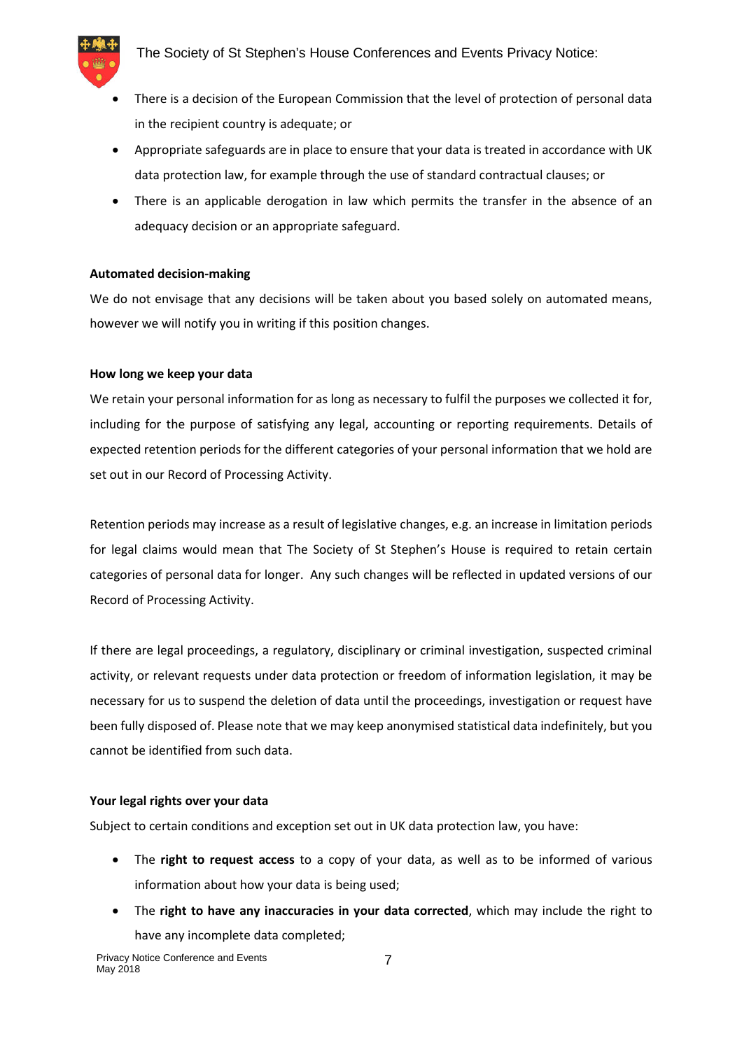- There is a decision of the European Commission that the level of protection of personal data in the recipient country is adequate; or
- Appropriate safeguards are in place to ensure that your data is treated in accordance with UK data protection law, for example through the use of standard contractual clauses; or
- There is an applicable derogation in law which permits the transfer in the absence of an adequacy decision or an appropriate safeguard.

**Automated decision-making**

We do not envisage that any decisions will be taken about you based solely on automated means, however we will notify you in writing if this position changes.

**How long we keep your data**

We retain your personal information for as long as necessary to fulfil the purposes we collected it for, including for the purpose of satisfying any legal, accounting or reporting requirements. Details of expected retention periods for the different categories of your personal information that we hold are set out in our Record of Processing Activity.

Retention periods may increase as a result of legislative changes, e.g. an increase in limitation periods for legal claims would mean that The Society of St Stephen's House is required to retain certain categories of personal data for longer. Any such changes will be reflected in updated versions of our Record of Processing Activity.

If there are legal proceedings, a regulatory, disciplinary or criminal investigation, suspected criminal activity, or relevant requests under data protection or freedom of information legislation, it may be necessary for us to suspend the deletion of data until the proceedings, investigation or request have been fully disposed of. Please note that we may keep anonymised statistical data indefinitely, but you cannot be identified from such data.

**Your legal rights over your data**

Subject to certain conditions and exception set out in UK data protection law, you have:

- The **right to request access** to a copy of your data, as well as to be informed of various information about how your data is being used;
- The **right to have any inaccuracies in your data corrected**, which may include the right to have any incomplete data completed;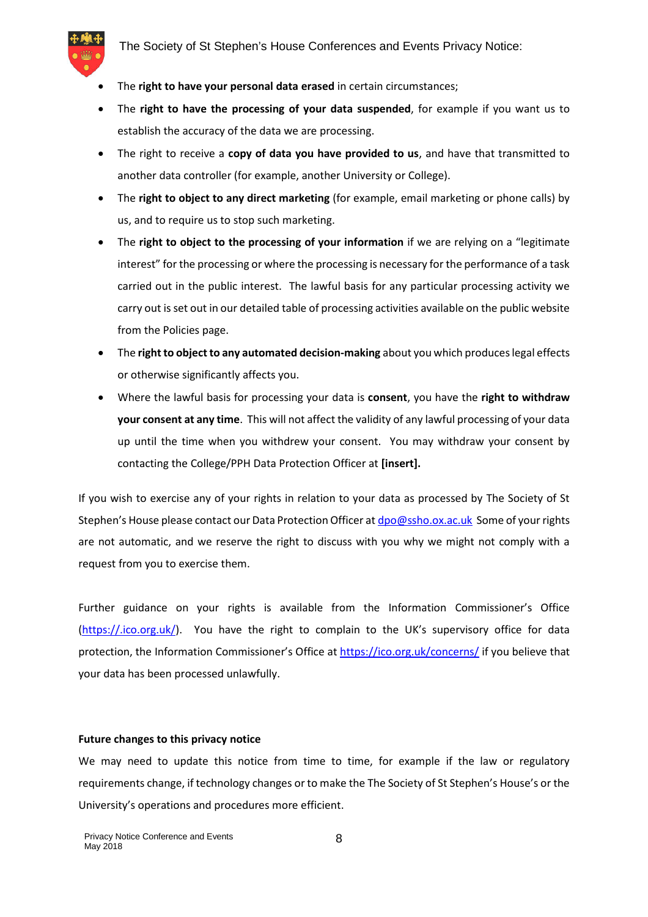- The **right to have your personal data erased** in certain circumstances;
- The **right to have the processing of your data suspended**, for example if you want us to establish the accuracy of the data we are processing.
- The right to receive a **copy of data you have provided to us**, and have that transmitted to another data controller (for example, another University or College).
- The **right to object to any direct marketing** (for example, email marketing or phone calls) by us, and to require us to stop such marketing.
- The **right to object to the processing of your information** if we are relying on a "legitimate interest" for the processing or where the processing is necessary for the performance of a task carried out in the public interest. The lawful basis for any particular processing activity we carry out is set out in our detailed table of processing activities available on the public website from the Policies page.
- The **right to object to any automated decision-making** about you which produces legal effects or otherwise significantly affects you.
- Where the lawful basis for processing your data is **consent**, you have the **right to withdraw your consent at any time**. This will not affect the validity of any lawful processing of your data up until the time when you withdrew your consent. You may withdraw your consent by contacting the College/PPH Data Protection Officer at **[insert].**

If you wish to exercise any of your rights in relation to your data as processed by The Society of St Stephen's House please contact our Data Protection Officer at dpo@ssho.ox.ac.uk Some of your rights are not automatic, and we reserve the right to discuss with you why we might not comply with a request from you to exercise them.

Further guidance on your rights is available from the Information Commissioner's Office (https://.ico.org.uk/). You have the right to complain to the UK's supervisory office for data protection, the Information Commissioner's Office at https://ico.org.uk/concerns/ if you believe that your data has been processed unlawfully.

**Future changes to this privacy notice**

We may need to update this notice from time to time, for example if the law or regulatory requirements change, if technology changes or to make the The Society of St Stephen's House's or the University's operations and procedures more efficient.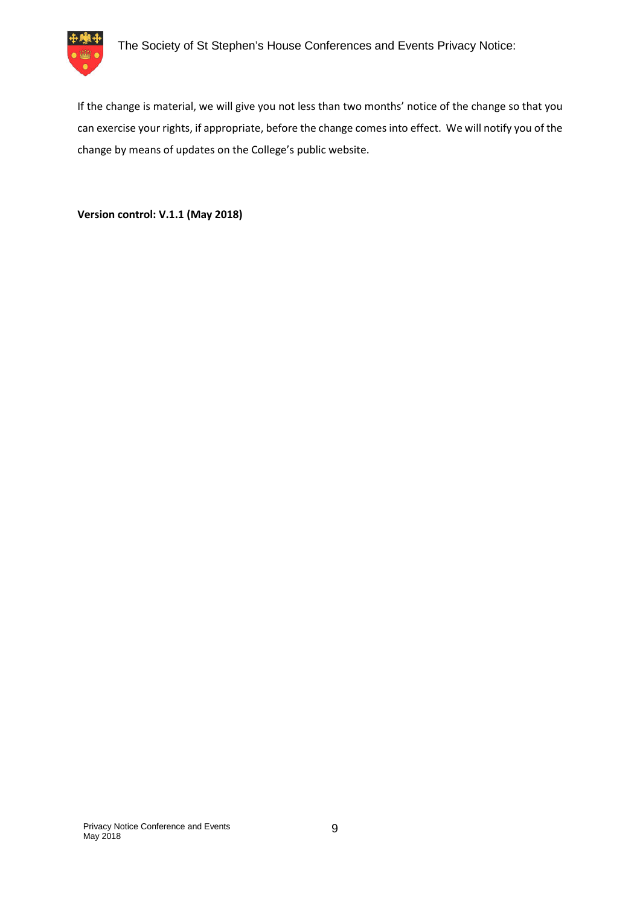If the change is material, we will give you not less than two months' notice of the change so that you can exercise your rights, if appropriate, before the change comes into effect. We will notify you of the change by means of updates on the College's public website.

**Version control: V.1.1 (May 2018)**